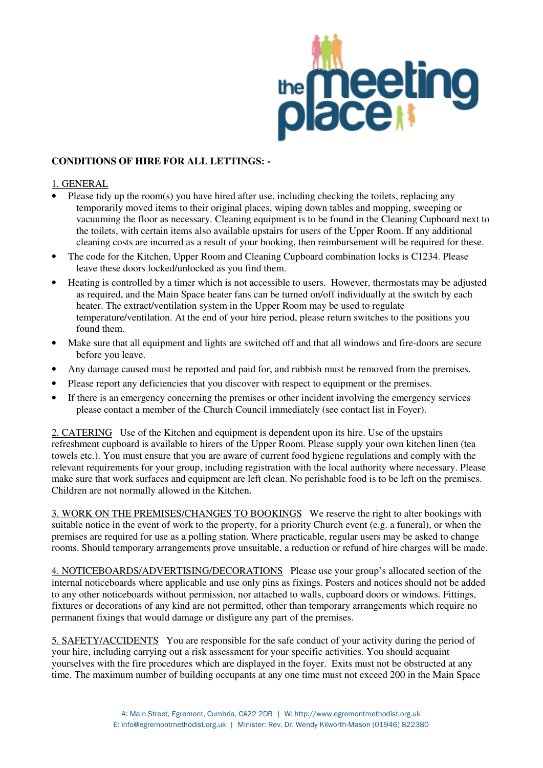# CONDITIONS OF HIRE FOR ALL LETTINGS: -

## 1. GENERAL

- Please tidy up the room(s) you have hired after use, including checking the toilets, replacing any temporarily moved items to their original places, wiping down tables and mopping, sweeping or vacuuming the floor as necessary. Cleaning equipment is to be found in the Cleaning Cupboard next to the toilets, with certain items also available upstairs for users of the Upper Room. If any additional cleaning costs are incurred as a result of your booking, then reimbursement will be required for these.
- The code for the Kitchen, Upper Room and Cleaning Cupboard combination locks is C1234. Please leave these doors locked/unlocked as you find them.
- Heating is controlled by a timer which is not accessible to users. However, thermostats may be adjusted as required, and the Main Space heater fans can be turned on/off individually at the switch by each heater. The extract/ventilation system in the Upper Room may be used to regulate temperature/ventilation. At the end of your hire period, please return switches to the positions you found them.
- Make sure that all equipment and lights are switched off and that all windows and fire-doors are secure before you leave.
- Any damage caused must be reported and paid for, and rubbish must be removed from the premises.
- Please report any deficiencies that you discover with respect to equipment or the premises.
- If there is an emergency concerning the premises or other incident involving the emergency services please contact a member of the Church Council immediately (see contact list in Foyer).

**2. CATERING** Use of the Kitchen and equipment is dependent upon its hire. Use of the upstairs refreshment cupboard is available to hirers of the Upper Room. Please supply your own kitchen linen (tea towels etc.). You must ensure that you are aware of current food hygiene regulations and comply with the relevant requirements for your group, including registration with the local authority where necessary. Please make sure that work surfaces and equipment are left clean. No perishable food is to be left on the premises. Children are not normally allowed in the Kitchen.

**3. WORK ON THE PREMISES/CHANGES TO BOOKINGS** We reserve the right to alter bookings with suitable notice in the event of work to the property, for a priority Church event (e.g. a funeral), or when the premises are required for use as a polling station. Where practicable, regular users may be asked to change rooms. Should temporary arrangements prove unsuitable, a reduction or refund of hire charges will be made.

**4. NOTICEBOARDS/ADVERTISING/DECORATIONS** Please use your group's allocated section of the internal noticeboards where applicable and use only pins as fixings. Posters and notices should not be added to any other noticeboards without permission, nor attached to walls, cupboard doors or windows. Fittings, fixtures or decorations of any kind are not permitted, other than temporary arrangements which require no permanent fixings that would damage or disfigure any part of the premises.

**5. SAFETY/ACCIDENTS** You are responsible for the safe conduct of your activity during the period of your hire, including carrying out a risk assessment for your specific activities. You should acquaint yourselves with the fire procedures which are displayed in the foyer. Exits must not be obstructed at any time. The maximum number of building occupants at any one time must not exceed 200 in the Main Space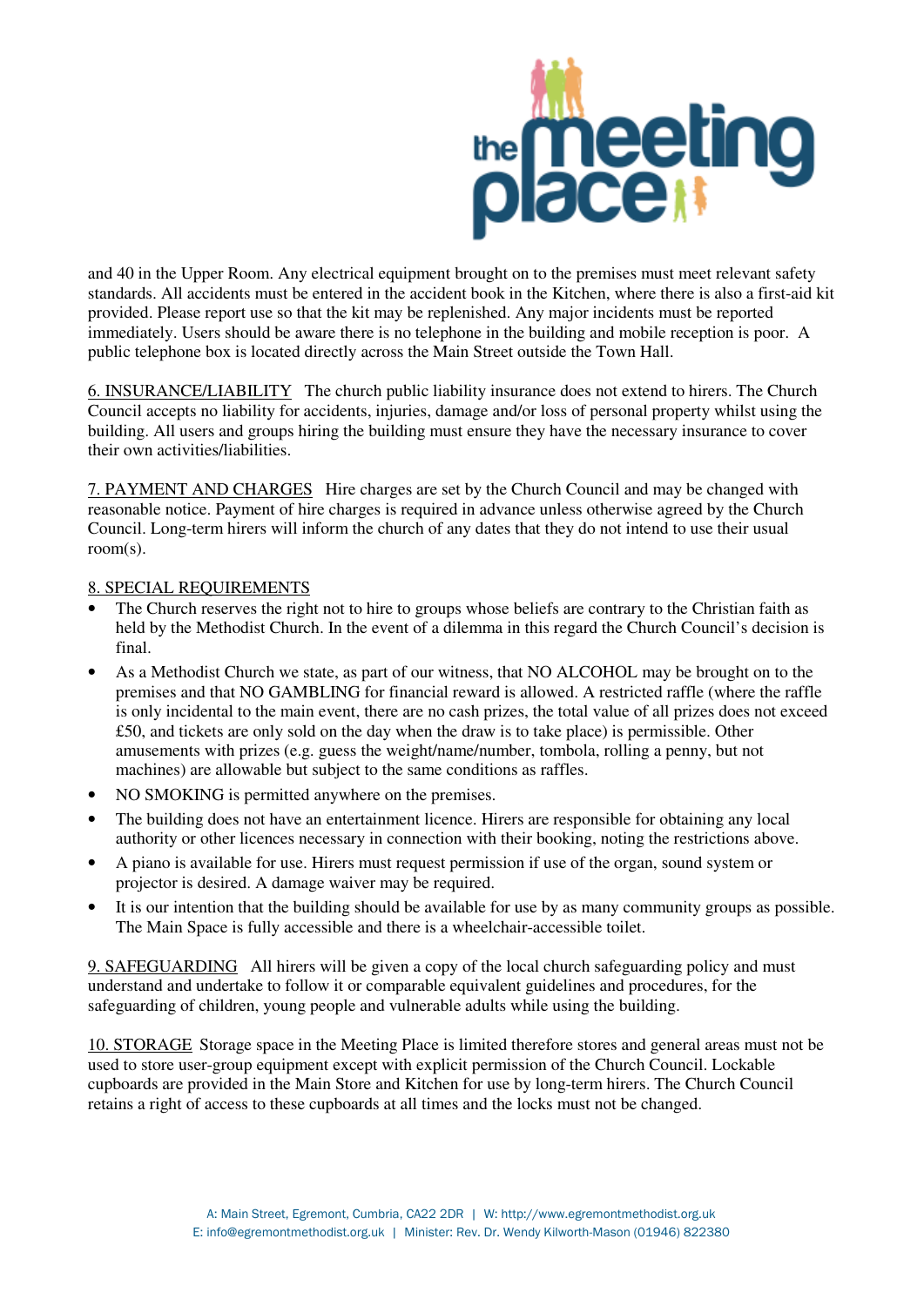and 40 in the Upper Room. Any electrical equipment brought on to the premises must meet relevant safety standards. All accidents must be entered in the accident book in the Kitchen, where there is also a first-aid kit provided. Please report use so that the kit may be replenished. Any major incidents must be reported immediately. Users should be aware there is no telephone in the building and mobile reception is poor. A public telephone box is located directly across the Main Street outside the Town Hall.

6. INSURANCE/LIABILITY The church public liability insurance does not extend to hirers. The Church Council accepts no liability for accidents, injuries, damage and/or loss of personal property whilst using the building. All users and groups hiring the building must ensure they have the necessary insurance to cover their own activities/liabilities.

7. PAYMENT AND CHARGES Hire charges are set by the Church Council and may be changed with reasonable notice. Payment of hire charges is required in advance unless otherwise agreed by the Church Council. Long-term hirers will inform the church of any dates that they do not intend to use their usual room(s).

8. SPECIAL REQUIREMENTS

- The Church reserves the right not to hire to groups whose beliefs are contrary to the Christian faith as held by the Methodist Church. In the event of a dilemma in this regard the Church Council's decision is final.
- As a Methodist Church we state, as part of our witness, that NO ALCOHOL may be brought on to the premises and that NO GAMBLING for financial reward is allowed. A restricted raffle (where the raffle is only incidental to the main event, there are no cash prizes, the total value of all prizes does not exceed £50, and tickets are only sold on the day when the draw is to take place) is permissible. Other amusements with prizes (e.g. guess the weight/name/number, tombola, rolling a penny, but not machines) are allowable but subject to the same conditions as raffles.
- NO SMOKING is permitted anywhere on the premises.
- The building does not have an entertainment licence. Hirers are responsible for obtaining any local authority or other licences necessary in connection with their booking, noting the restrictions above.
- A piano is available for use. Hirers must request permission if use of the organ, sound system or projector is desired. A damage waiver may be required.
- It is our intention that the building should be available for use by as many community groups as possible. The Main Space is fully accessible and there is a wheelchair-accessible toilet.

9. SAFEGUARDING All hirers will be given a copy of the local church safeguarding policy and must understand and undertake to follow it or comparable equivalent guidelines and procedures, for the safeguarding of children, young people and vulnerable adults while using the building.

10. STORAGE Storage space in the Meeting Place is limited therefore stores and general areas must not be used to store user-group equipment except with explicit permission of the Church Council. Lockable cupboards are provided in the Main Store and Kitchen for use by long-term hirers. The Church Council retains a right of access to these cupboards at all times and the locks must not be changed.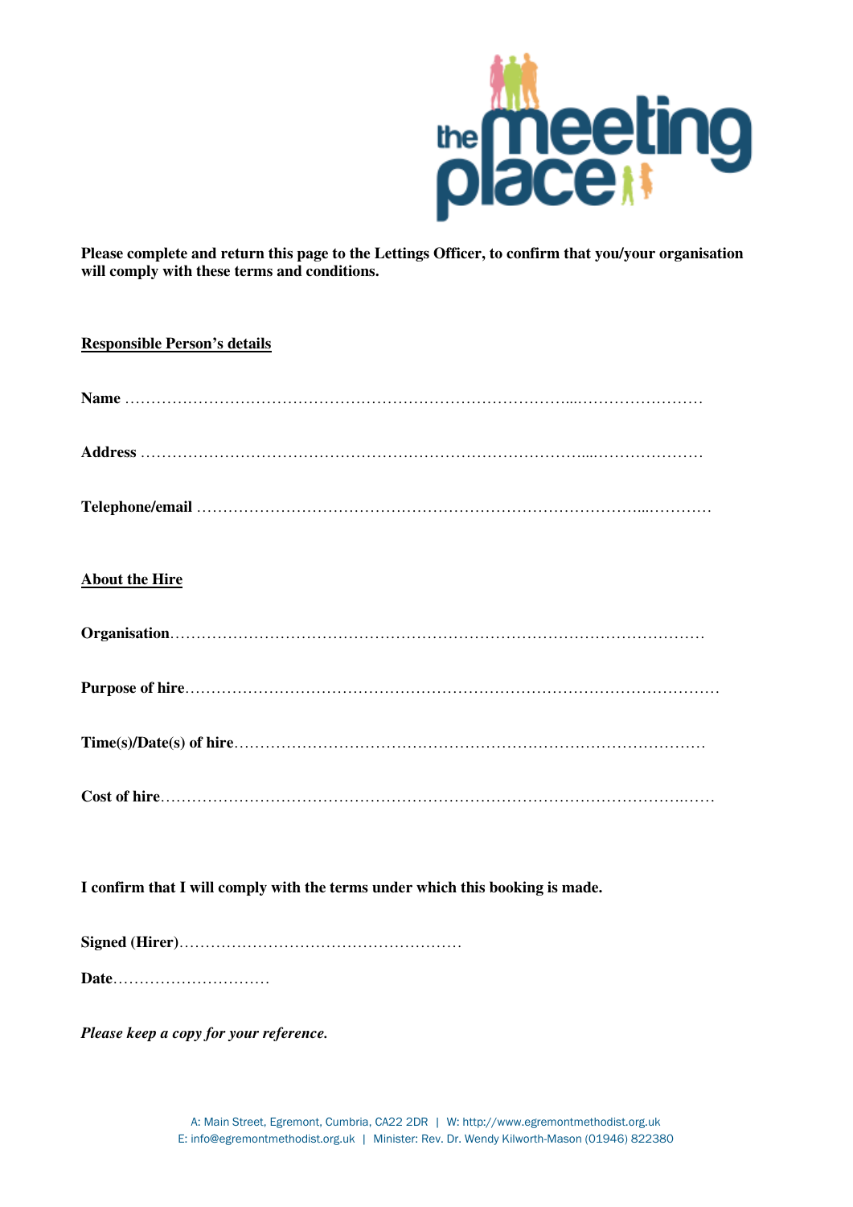**Please complete and return this page to the Lettings Officer, to confirm that you/your organisation will comply with these terms and conditions.**

**Responsible Person's details**

**Name** ……………………………………………………………………………...……………………

**Address** ……………………………………………………………………………...…………………

**Telephone/email** ……………………………………………………………………………...…………

**About the Hire**

**Organisation**……………………………………………………………………………………………

**Purpose of hire**…………………………………………………………………………………………

**Time(s)/Date(s) of hire**…………………………………………………………………………………

**Cost of hire**………………………………………………………………………………………………

**I confirm that I will comply with the terms under which this booking is made.**

**Signed (Hirer)**………………………………………………

**Date**…………………………

***Please keep a copy for your reference.***

A: Main Street, Egremont, Cumbria, CA22 2DR | W: http://www.egremontmethodist.org.uk
E: info@egremontmethodist.org.uk | Minister: Rev. Dr. Wendy Kilworth-Mason (01946) 822380